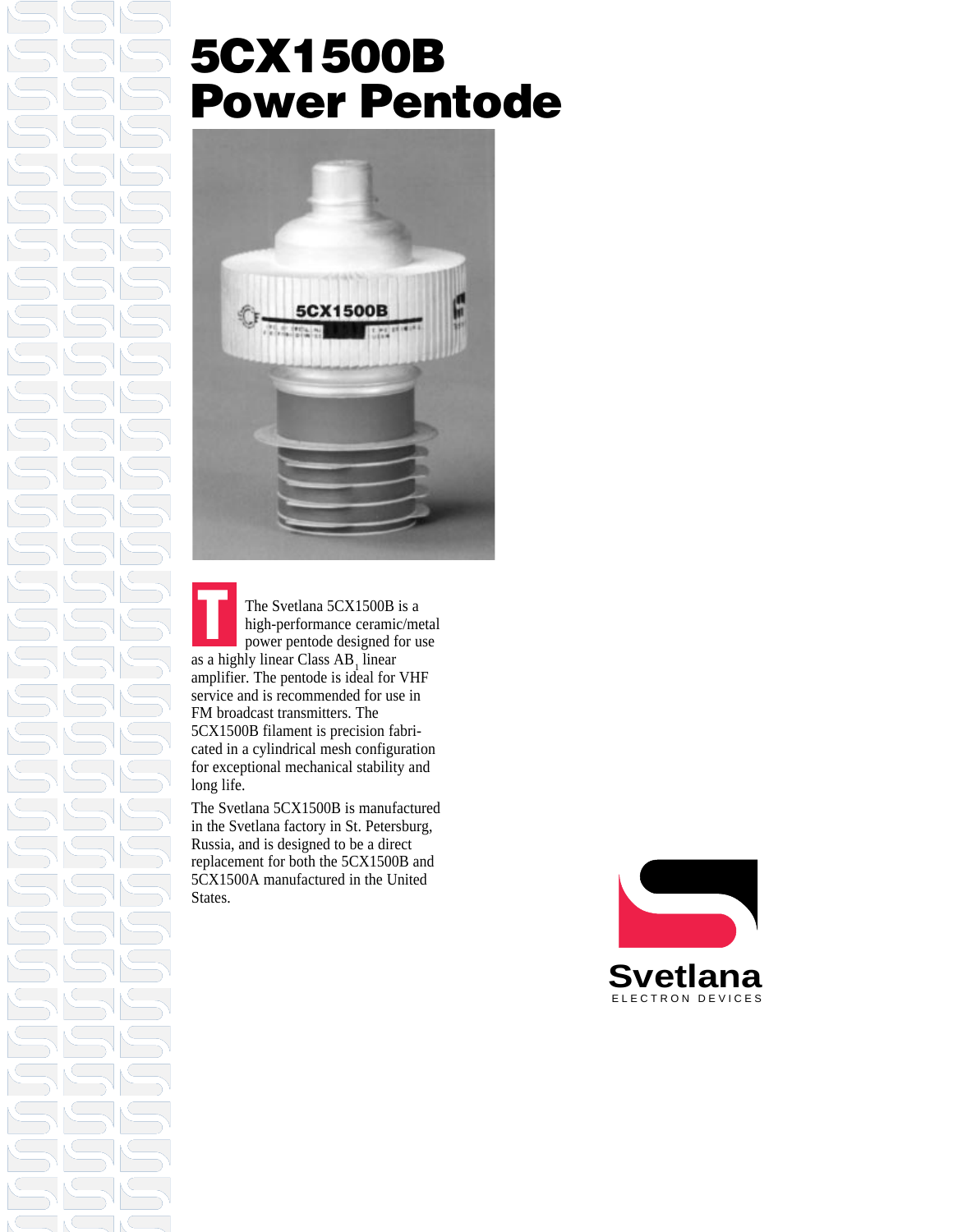# 5CX1500B Power Pentode

The Svetlana 5CX1500B is a high-performance ceramic/metal power pentode designed for use as a highly linear Class $AB_1$ linear amplifier. The pentode is ideal for VHF service and is recommended for use in FM broadcast transmitters. The 5CX1500B filament is precision fabricated in a cylindrical mesh configuration for exceptional mechanical stability and long life.

The Svetlana 5CX1500B is manufactured in the Svetlana factory in St. Petersburg, Russia, and is designed to be a direct replacement for both the 5CX1500B and 5CX1500A manufactured in the United States.

Svetlana
ELECTRON DEVICES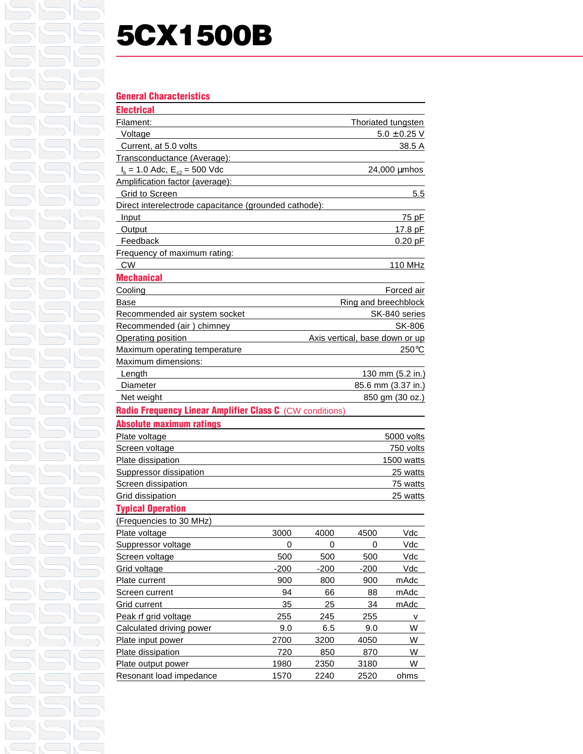# 5CX1500B

## General Characteristics

### Electrical

| | |
|---|---|
| Filament: | Thoriated tungsten |
| Voltage | 5.0 ±0.25 V |
| Current, at 5.0 volts | 38.5 A |
| Transconductance (Average): | |
| $I_b$ = 1.0 Adc, $E_{c2}$ = 500 Vdc | 24,000 μmhos |
| Amplification factor (average): | |
| Grid to Screen | 5.5 |
| Direct interelectrode capacitance (grounded cathode): | |
| Input | 75 pF |
| Output | 17.8 pF |
| Feedback | 0.20 pF |
| Frequency of maximum rating: | |
| CW | 110 MHz |

### Mechanical

| | |
|---|---|
| Cooling | Forced air |
| Base | Ring and breechblock |
| Recommended air system socket | SK-840 series |
| Recommended (air ) chimney | SK-806 |
| Operating position | Axis vertical, base down or up |
| Maximum operating temperature | 250℃ |
| Maximum dimensions: | |
| Length | 130 mm (5.2 in.) |
| Diameter | 85.6 mm (3.37 in.) |
| Net weight | 850 gm (30 oz.) |

## Radio Frequency Linear Amplifier Class C (CW conditions)

### Absolute maximum ratings

| | |
|---|---|
| Plate voltage | 5000 volts |
| Screen voltage | 750 volts |
| Plate dissipation | 1500 watts |
| Suppressor dissipation | 25 watts |
| Screen dissipation | 75 watts |
| Grid dissipation | 25 watts |

### Typical Operation

(Frequencies to 30 MHz)

| | | | | |
|---|---|---|---|---|
| Plate voltage | 3000 | 4000 | 4500 | Vdc |
| Suppressor voltage | 0 | 0 | 0 | Vdc |
| Screen voltage | 500 | 500 | 500 | Vdc |
| Grid voltage | -200 | -200 | -200 | Vdc |
| Plate current | 900 | 800 | 900 | mAdc |
| Screen current | 94 | 66 | 88 | mAdc |
| Grid current | 35 | 25 | 34 | mAdc |
| Peak rf grid voltage | 255 | 245 | 255 | v |
| Calculated driving power | 9.0 | 6.5 | 9.0 | W |
| Plate input power | 2700 | 3200 | 4050 | W |
| Plate dissipation | 720 | 850 | 870 | W |
| Plate output power | 1980 | 2350 | 3180 | W |
| Resonant load impedance | 1570 | 2240 | 2520 | ohms |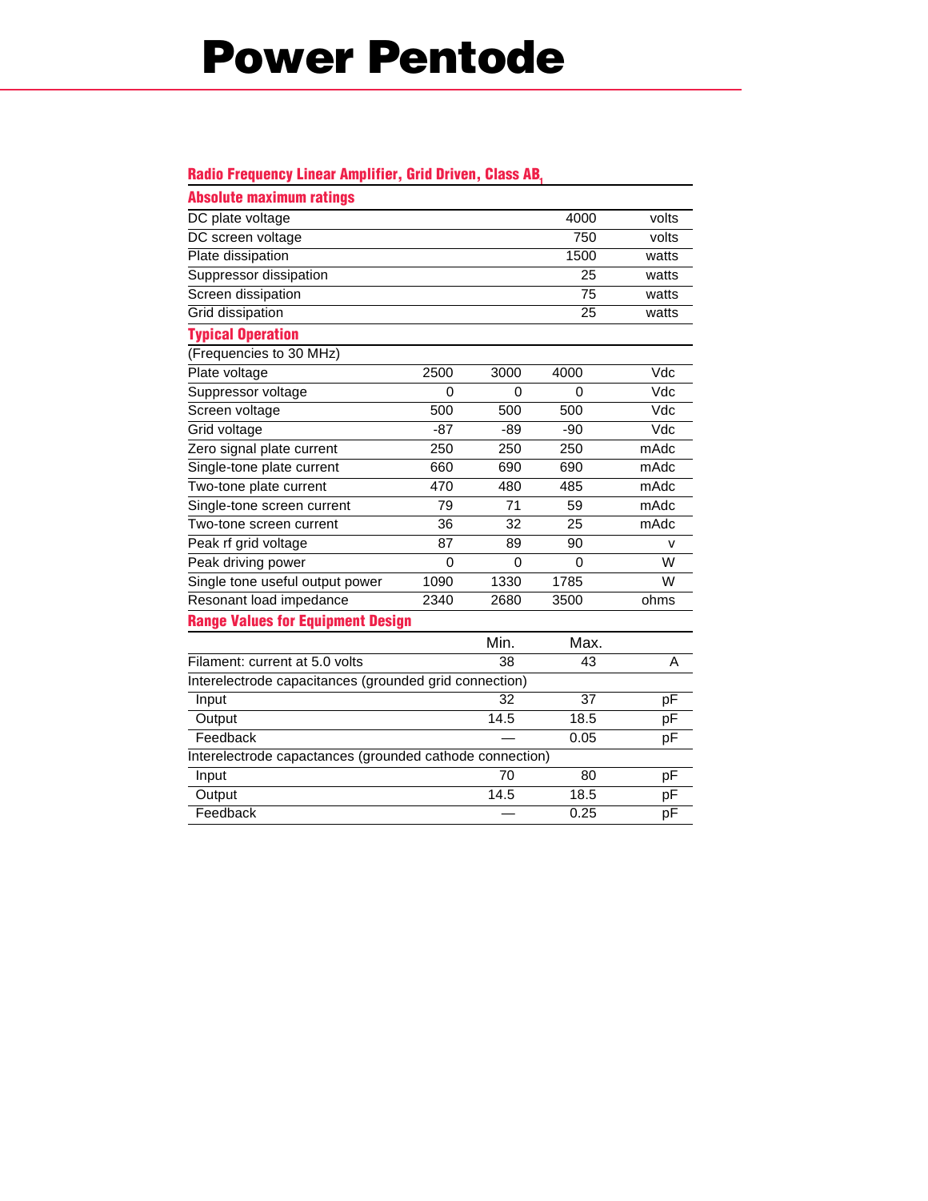# Power Pentode

## Radio Frequency Linear Amplifier, Grid Driven, Class $AB_1$

### Absolute maximum ratings

| | | |
|---|---|---|
| DC plate voltage | 4000 | volts |
| DC screen voltage | 750 | volts |
| Plate dissipation | 1500 | watts |
| Suppressor dissipation | 25 | watts |
| Screen dissipation | 75 | watts |
| Grid dissipation | 25 | watts |

### Typical Operation

| (Frequencies to 30 MHz) | | | | |
|---|---|---|---|---|
| Plate voltage | 2500 | 3000 | 4000 | Vdc |
| Suppressor voltage | 0 | 0 | 0 | Vdc |
| Screen voltage | 500 | 500 | 500 | Vdc |
| Grid voltage | -87 | -89 | -90 | Vdc |
| Zero signal plate current | 250 | 250 | 250 | mAdc |
| Single-tone plate current | 660 | 690 | 690 | mAdc |
| Two-tone plate current | 470 | 480 | 485 | mAdc |
| Single-tone screen current | 79 | 71 | 59 | mAdc |
| Two-tone screen current | 36 | 32 | 25 | mAdc |
| Peak rf grid voltage | 87 | 89 | 90 | v |
| Peak driving power | 0 | 0 | 0 | W |
| Single tone useful output power | 1090 | 1330 | 1785 | W |
| Resonant load impedance | 2340 | 2680 | 3500 | ohms |

### Range Values for Equipment Design

| | Min. | Max. | |
|---|---|---|---|
| Filament: current at 5.0 volts | 38 | 43 | A |
| Interelectrode capacitances (grounded grid connection) | | | |
| Input | 32 | 37 | pF |
| Output | 14.5 | 18.5 | pF |
| Feedback | — | 0.05 | pF |
| Interelectrode capactances (grounded cathode connection) | | | |
| Input | 70 | 80 | pF |
| Output | 14.5 | 18.5 | pF |
| Feedback | — | 0.25 | pF |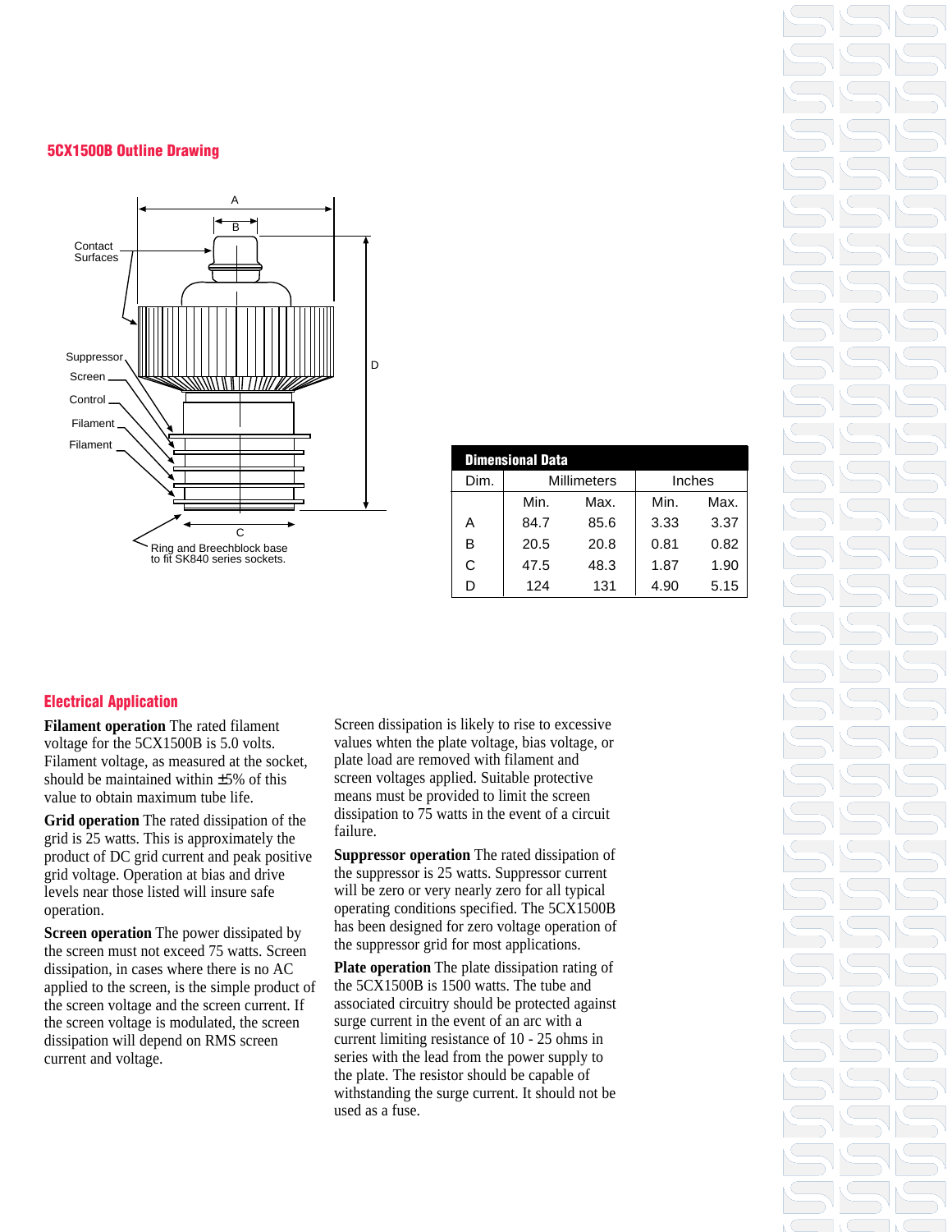## 5CX1500B Outline Drawing

A

B

Contact Surfaces

Suppressor

Screen

Control

Filament

Filament

D

C

Ring and Breechblock base to fit SK840 series sockets.

| Dimensional Data | | | | |
|---|---|---|---|---|
| Dim. | Millimeters | | Inches | |
| | Min. | Max. | Min. | Max. |
| A | 84.7 | 85.6 | 3.33 | 3.37 |
| B | 20.5 | 20.8 | 0.81 | 0.82 |
| C | 47.5 | 48.3 | 1.87 | 1.90 |
| D | 124 | 131 | 4.90 | 5.15 |

## Electrical Application

**Filament operation** The rated filament voltage for the 5CX1500B is 5.0 volts. Filament voltage, as measured at the socket, should be maintained within ±5% of this value to obtain maximum tube life.

**Grid operation** The rated dissipation of the grid is 25 watts. This is approximately the product of DC grid current and peak positive grid voltage. Operation at bias and drive levels near those listed will insure safe operation.

**Screen operation** The power dissipated by the screen must not exceed 75 watts. Screen dissipation, in cases where there is no AC applied to the screen, is the simple product of the screen voltage and the screen current. If the screen voltage is modulated, the screen dissipation will depend on RMS screen current and voltage.

Screen dissipation is likely to rise to excessive values whten the plate voltage, bias voltage, or plate load are removed with filament and screen voltages applied. Suitable protective means must be provided to limit the screen dissipation to 75 watts in the event of a circuit failure.

**Suppressor operation** The rated dissipation of the suppressor is 25 watts. Suppressor current will be zero or very nearly zero for all typical operating conditions specified. The 5CX1500B has been designed for zero voltage operation of the suppressor grid for most applications.

**Plate operation** The plate dissipation rating of the 5CX1500B is 1500 watts. The tube and associated circuitry should be protected against surge current in the event of an arc with a current limiting resistance of 10 - 25 ohms in series with the lead from the power supply to the plate. The resistor should be capable of withstanding the surge current. It should not be used as a fuse.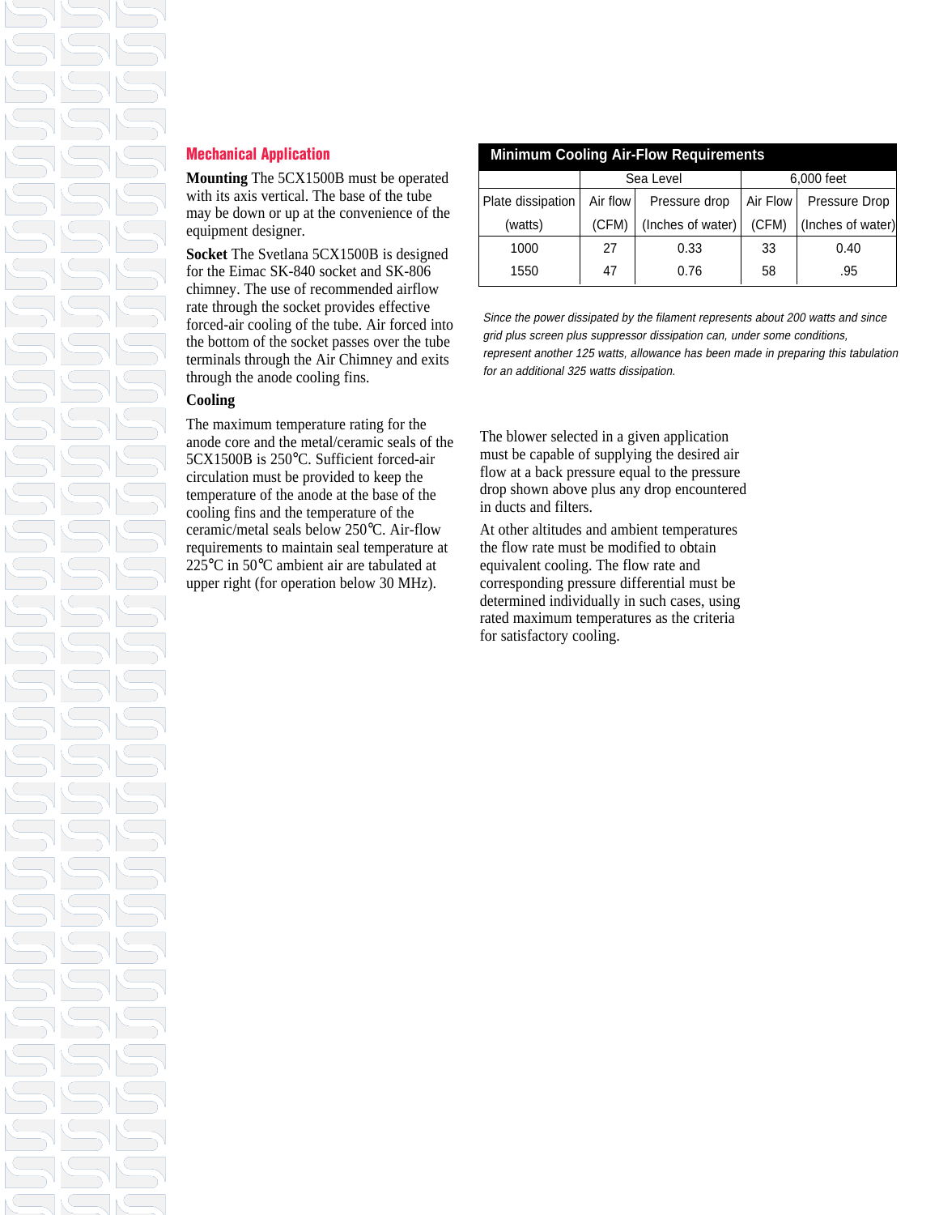## Mechanical Application

**Mounting** The 5CX1500B must be operated with its axis vertical. The base of the tube may be down or up at the convenience of the equipment designer.

**Socket** The Svetlana 5CX1500B is designed for the Eimac SK-840 socket and SK-806 chimney. The use of recommended airflow rate through the socket provides effective forced-air cooling of the tube. Air forced into the bottom of the socket passes over the tube terminals through the Air Chimney and exits through the anode cooling fins.

### Cooling

The maximum temperature rating for the anode core and the metal/ceramic seals of the 5CX1500B is 250°C. Sufficient forced-air circulation must be provided to keep the temperature of the anode at the base of the cooling fins and the temperature of the ceramic/metal seals below 250°C. Air-flow requirements to maintain seal temperature at 225°C in 50°C ambient air are tabulated at upper right (for operation below 30 MHz).

**Minimum Cooling Air-Flow Requirements**

| | Sea Level | | 6,000 feet | |
|---|---|---|---|---|
| Plate dissipation (watts) | Air flow (CFM) | Pressure drop (Inches of water) | Air Flow (CFM) | Pressure Drop (Inches of water) |
| 1000 | 27 | 0.33 | 33 | 0.40 |
| 1550 | 47 | 0.76 | 58 | .95 |

*Since the power dissipated by the filament represents about 200 watts and since grid plus screen plus suppressor dissipation can, under some conditions, represent another 125 watts, allowance has been made in preparing this tabulation for an additional 325 watts dissipation.*

The blower selected in a given application must be capable of supplying the desired air flow at a back pressure equal to the pressure drop shown above plus any drop encountered in ducts and filters.

At other altitudes and ambient temperatures the flow rate must be modified to obtain equivalent cooling. The flow rate and corresponding pressure differential must be determined individually in such cases, using rated maximum temperatures as the criteria for satisfactory cooling.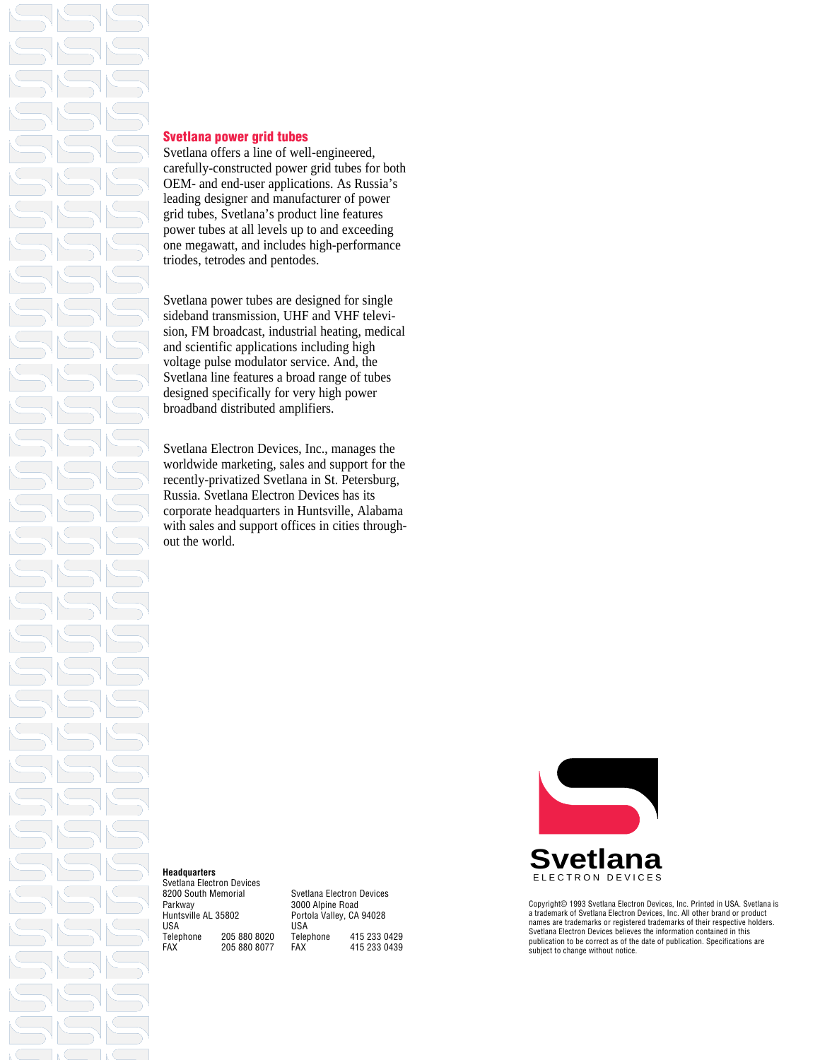## Svetlana power grid tubes

Svetlana offers a line of well-engineered, carefully-constructed power grid tubes for both OEM- and end-user applications. As Russia's leading designer and manufacturer of power grid tubes, Svetlana's product line features power tubes at all levels up to and exceeding one megawatt, and includes high-performance triodes, tetrodes and pentodes.

Svetlana power tubes are designed for single sideband transmission, UHF and VHF television, FM broadcast, industrial heating, medical and scientific applications including high voltage pulse modulator service. And, the Svetlana line features a broad range of tubes designed specifically for very high power broadband distributed amplifiers.

Svetlana Electron Devices, Inc., manages the worldwide marketing, sales and support for the recently-privatized Svetlana in St. Petersburg, Russia. Svetlana Electron Devices has its corporate headquarters in Huntsville, Alabama with sales and support offices in cities throughout the world.

**Headquarters**
Svetlana Electron Devices
8200 South Memorial Parkway
Huntsville AL 35802
USA
Telephone 205 880 8020
FAX 205 880 8077

Svetlana Electron Devices
3000 Alpine Road
Portola Valley, CA 94028
USA
Telephone 415 233 0429
FAX 415 233 0439

**Svetlana**
ELECTRON DEVICES

Copyright© 1993 Svetlana Electron Devices, Inc. Printed in USA. Svetlana is a trademark of Svetlana Electron Devices, Inc. All other brand or product names are trademarks or registered trademarks of their respective holders. Svetlana Electron Devices believes the information contained in this publication to be correct as of the date of publication. Specifications are subject to change without notice.